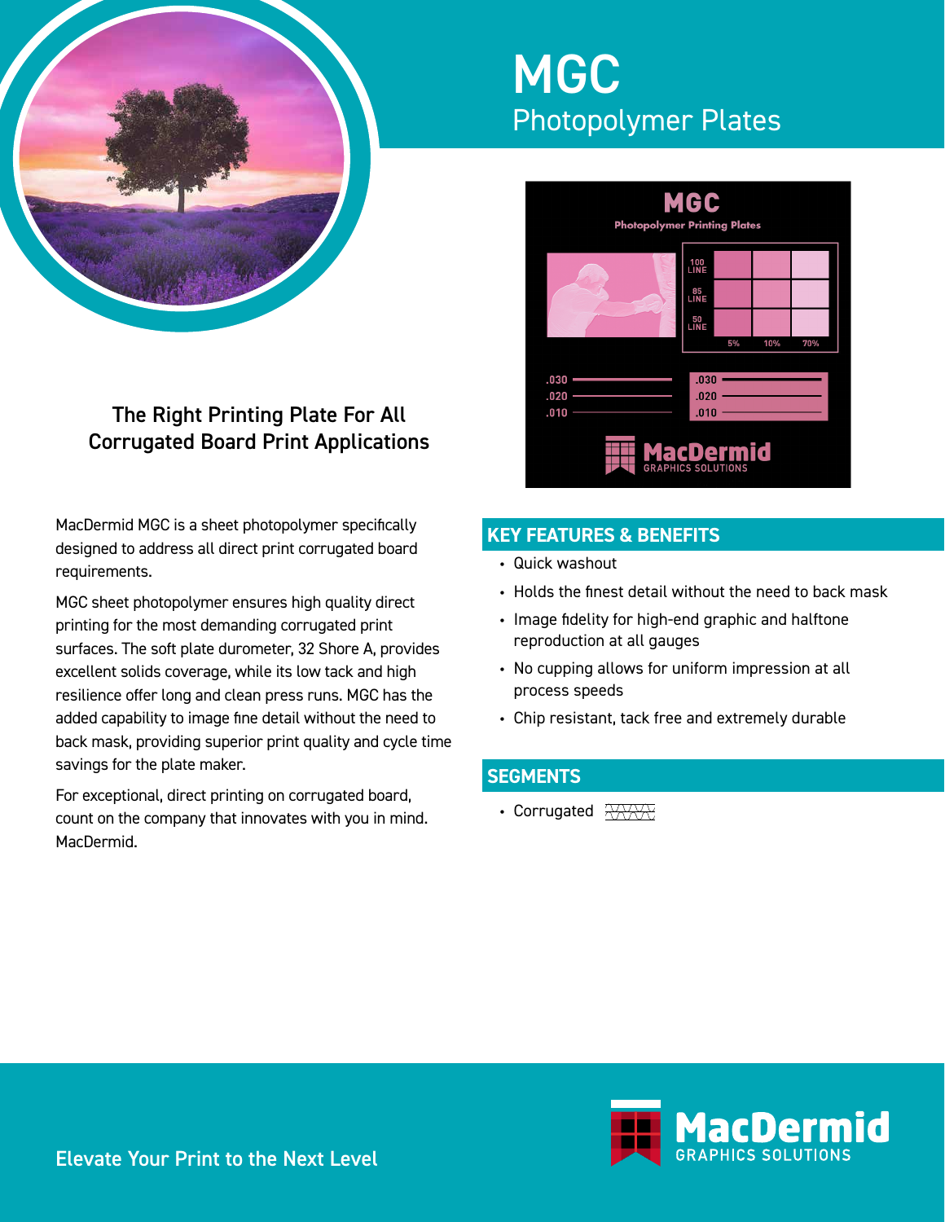# MGC

## Photopolymer Plates

### The Right Printing Plate For All Corrugated Board Print Applications

MacDermid MGC is a sheet photopolymer specifically designed to address all direct print corrugated board requirements.

MGC sheet photopolymer ensures high quality direct printing for the most demanding corrugated print surfaces. The soft plate durometer, 32 Shore A, provides excellent solids coverage, while its low tack and high resilience offer long and clean press runs. MGC has the added capability to image fine detail without the need to back mask, providing superior print quality and cycle time savings for the plate maker.

For exceptional, direct printing on corrugated board, count on the company that innovates with you in mind. MacDermid.

## KEY FEATURES & BENEFITS

- Quick washout
- Holds the finest detail without the need to back mask
- Image fidelity for high-end graphic and halftone reproduction at all gauges
- No cupping allows for uniform impression at all process speeds
- Chip resistant, tack free and extremely durable

## SEGMENTS

- Corrugated

Elevate Your Print to the Next Level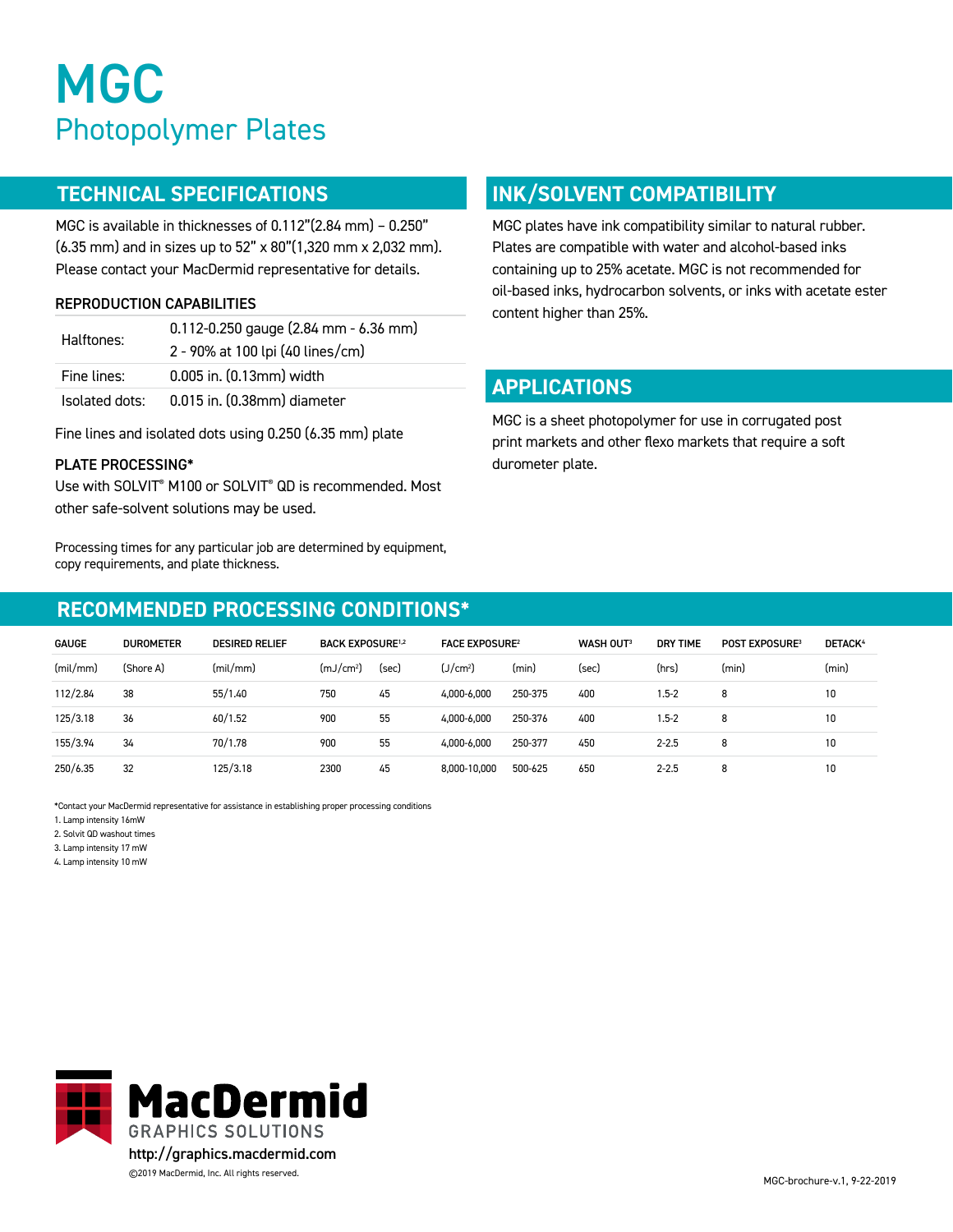# MGC

## Photopolymer Plates

## TECHNICAL SPECIFICATIONS

MGC is available in thicknesses of 0.112"(2.84 mm) – 0.250" (6.35 mm) and in sizes up to 52" x 80"(1,320 mm x 2,032 mm). Please contact your MacDermid representative for details.

### REPRODUCTION CAPABILITIES

| | |
|---|---|
| Halftones: | 0.112-0.250 gauge (2.84 mm - 6.36 mm)<br>2 - 90% at 100 lpi (40 lines/cm) |
| Fine lines: | 0.005 in. (0.13mm) width |
| Isolated dots: | 0.015 in. (0.38mm) diameter |

Fine lines and isolated dots using 0.250 (6.35 mm) plate

### PLATE PROCESSING*

Use with SOLVIT® M100 or SOLVIT® QD is recommended. Most other safe-solvent solutions may be used.

Processing times for any particular job are determined by equipment, copy requirements, and plate thickness.

## INK/SOLVENT COMPATIBILITY

MGC plates have ink compatibility similar to natural rubber. Plates are compatible with water and alcohol-based inks containing up to 25% acetate. MGC is not recommended for oil-based inks, hydrocarbon solvents, or inks with acetate ester content higher than 25%.

## APPLICATIONS

MGC is a sheet photopolymer for use in corrugated post print markets and other flexo markets that require a soft durometer plate.

## RECOMMENDED PROCESSING CONDITIONS*

| GAUGE | DUROMETER | DESIRED RELIEF | BACK EXPOSURE[1,2] | | FACE EXPOSURE[2] | | WASH OUT[3] | DRY TIME | POST EXPOSURE[3] | DETACK[4] |
|---|---|---|---|---|---|---|---|---|---|---|
| (mil/mm) | (Shore A) | (mil/mm) | ($mJ/cm^2$) | (sec) | ($J/cm^2$) | (min) | (sec) | (hrs) | (min) | (min) |
| 112/2.84 | 38 | 55/1.40 | 750 | 45 | 4,000-6,000 | 250-375 | 400 | 1.5-2 | 8 | 10 |
| 125/3.18 | 36 | 60/1.52 | 900 | 55 | 4,000-6,000 | 250-376 | 400 | 1.5-2 | 8 | 10 |
| 155/3.94 | 34 | 70/1.78 | 900 | 55 | 4,000-6,000 | 250-377 | 450 | 2-2.5 | 8 | 10 |
| 250/6.35 | 32 | 125/3.18 | 2300 | 45 | 8,000-10,000 | 500-625 | 650 | 2-2.5 | 8 | 10 |

*Contact your MacDermid representative for assistance in establishing proper processing conditions

1. Lamp intensity 16mW
2. Solvit QD washout times
3. Lamp intensity 17 mW
4. Lamp intensity 10 mW

MacDermid
GRAPHICS SOLUTIONS
http://graphics.macdermid.com
©2019 MacDermid, Inc. All rights reserved.

MGC-brochure-v.1, 9-22-2019